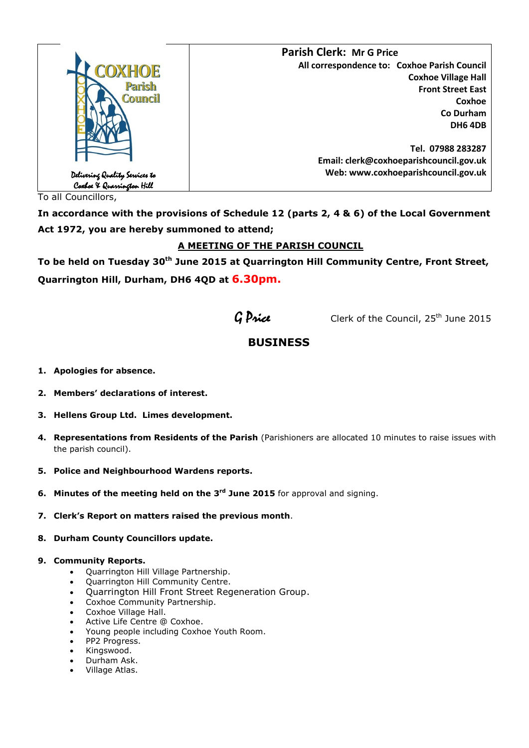COXHOE Parish Council

*Delivering Quality Services to Coxhoe & Quarrington Hill*

**Parish Clerk: Mr G Price**

**All correspondence to: Coxhoe Parish Council**
**Coxhoe Village Hall**
**Front Street East**
**Coxhoe**
**Co Durham**
**DH6 4DB**

**Tel. 07988 283287**
**Email: clerk@coxhoeparishcouncil.gov.uk**
**Web: www.coxhoeparishcouncil.gov.uk**

To all Councillors,

**In accordance with the provisions of Schedule 12 (parts 2, 4 & 6) of the Local Government Act 1972, you are hereby summoned to attend;**

**A MEETING OF THE PARISH COUNCIL**

**To be held on Tuesday 30th June 2015 at Quarrington Hill Community Centre, Front Street, Quarrington Hill, Durham, DH6 4QD at 6.30pm.**

*G Price* Clerk of the Council, 25th June 2015

## BUSINESS

1. **Apologies for absence.**
2. **Members' declarations of interest.**
3. **Hellens Group Ltd. Limes development.**
4. **Representations from Residents of the Parish** (Parishioners are allocated 10 minutes to raise issues with the parish council).
5. **Police and Neighbourhood Wardens reports.**
6. **Minutes of the meeting held on the 3rd June 2015** for approval and signing.
7. **Clerk's Report on matters raised the previous month**.
8. **Durham County Councillors update.**
9. **Community Reports.**
   - Quarrington Hill Village Partnership.
   - Quarrington Hill Community Centre.
   - Quarrington Hill Front Street Regeneration Group.
   - Coxhoe Community Partnership.
   - Coxhoe Village Hall.
   - Active Life Centre @ Coxhoe.
   - Young people including Coxhoe Youth Room.
   - PP2 Progress.
   - Kingswood.
   - Durham Ask.
   - Village Atlas.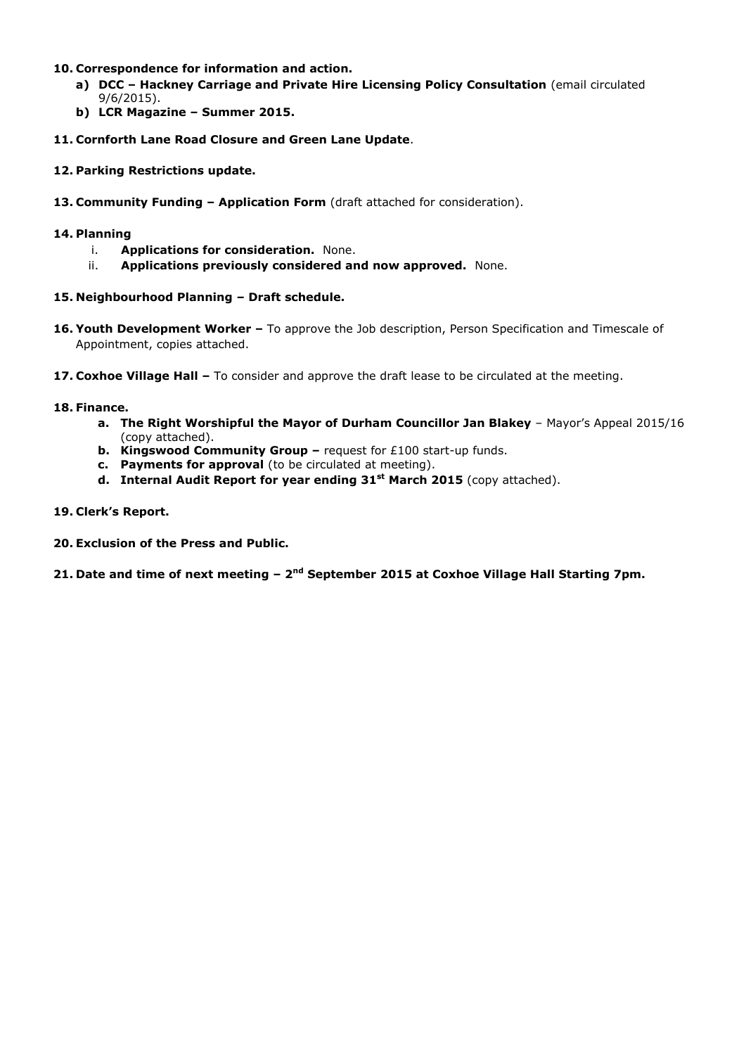**10. Correspondence for information and action.**

   a) **DCC – Hackney Carriage and Private Hire Licensing Policy Consultation** (email circulated 9/6/2015).

   b) **LCR Magazine – Summer 2015.**

**11. Cornforth Lane Road Closure and Green Lane Update**.

**12. Parking Restrictions update.**

**13. Community Funding – Application Form** (draft attached for consideration).

**14. Planning**

   i. **Applications for consideration.** None.

   ii. **Applications previously considered and now approved.** None.

**15. Neighbourhood Planning – Draft schedule.**

**16. Youth Development Worker –** To approve the Job description, Person Specification and Timescale of Appointment, copies attached.

**17. Coxhoe Village Hall –** To consider and approve the draft lease to be circulated at the meeting.

**18. Finance.**

   a. **The Right Worshipful the Mayor of Durham Councillor Jan Blakey** – Mayor's Appeal 2015/16 (copy attached).

   b. **Kingswood Community Group –** request for £100 start-up funds.

   c. **Payments for approval** (to be circulated at meeting).

   d. **Internal Audit Report for year ending 31st March 2015** (copy attached).

**19. Clerk's Report.**

**20. Exclusion of the Press and Public.**

**21. Date and time of next meeting – 2nd September 2015 at Coxhoe Village Hall Starting 7pm.**